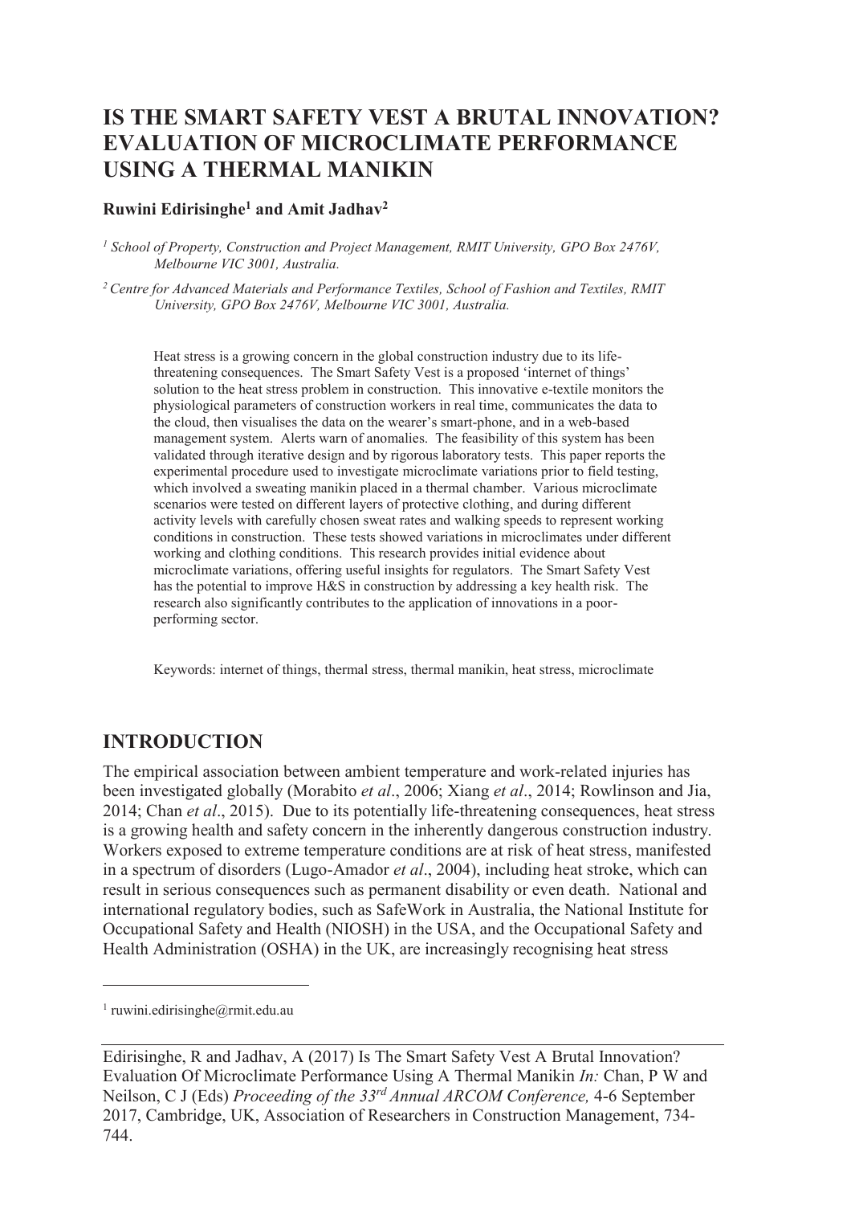# IS THE SMART SAFETY VEST A BRUTAL INNOVATION? EVALUATION OF MICROCLIMATE PERFORMANCE USING A THERMAL MANIKIN

**Ruwini Edirisinghe[1] and Amit Jadhav[2]**

*[1] School of Property, Construction and Project Management, RMIT University, GPO Box 2476V, Melbourne VIC 3001, Australia.*

*[2] Centre for Advanced Materials and Performance Textiles, School of Fashion and Textiles, RMIT University, GPO Box 2476V, Melbourne VIC 3001, Australia.*

Heat stress is a growing concern in the global construction industry due to its life-threatening consequences. The Smart Safety Vest is a proposed 'internet of things' solution to the heat stress problem in construction. This innovative e-textile monitors the physiological parameters of construction workers in real time, communicates the data to the cloud, then visualises the data on the wearer's smart-phone, and in a web-based management system. Alerts warn of anomalies. The feasibility of this system has been validated through iterative design and by rigorous laboratory tests. This paper reports the experimental procedure used to investigate microclimate variations prior to field testing, which involved a sweating manikin placed in a thermal chamber. Various microclimate scenarios were tested on different layers of protective clothing, and during different activity levels with carefully chosen sweat rates and walking speeds to represent working conditions in construction. These tests showed variations in microclimates under different working and clothing conditions. This research provides initial evidence about microclimate variations, offering useful insights for regulators. The Smart Safety Vest has the potential to improve H&S in construction by addressing a key health risk. The research also significantly contributes to the application of innovations in a poor-performing sector.

Keywords: internet of things, thermal stress, thermal manikin, heat stress, microclimate

## INTRODUCTION

The empirical association between ambient temperature and work-related injuries has been investigated globally (Morabito *et al*., 2006; Xiang *et al*., 2014; Rowlinson and Jia, 2014; Chan *et al*., 2015). Due to its potentially life-threatening consequences, heat stress is a growing health and safety concern in the inherently dangerous construction industry. Workers exposed to extreme temperature conditions are at risk of heat stress, manifested in a spectrum of disorders (Lugo-Amador *et al*., 2004), including heat stroke, which can result in serious consequences such as permanent disability or even death. National and international regulatory bodies, such as SafeWork in Australia, the National Institute for Occupational Safety and Health (NIOSH) in the USA, and the Occupational Safety and Health Administration (OSHA) in the UK, are increasingly recognising heat stress

[1] ruwini.edirisinghe@rmit.edu.au

Edirisinghe, R and Jadhav, A (2017) Is The Smart Safety Vest A Brutal Innovation? Evaluation Of Microclimate Performance Using A Thermal Manikin *In:* Chan, P W and Neilson, C J (Eds) *Proceeding of the 33rd Annual ARCOM Conference,* 4-6 September 2017, Cambridge, UK, Association of Researchers in Construction Management, 734-744.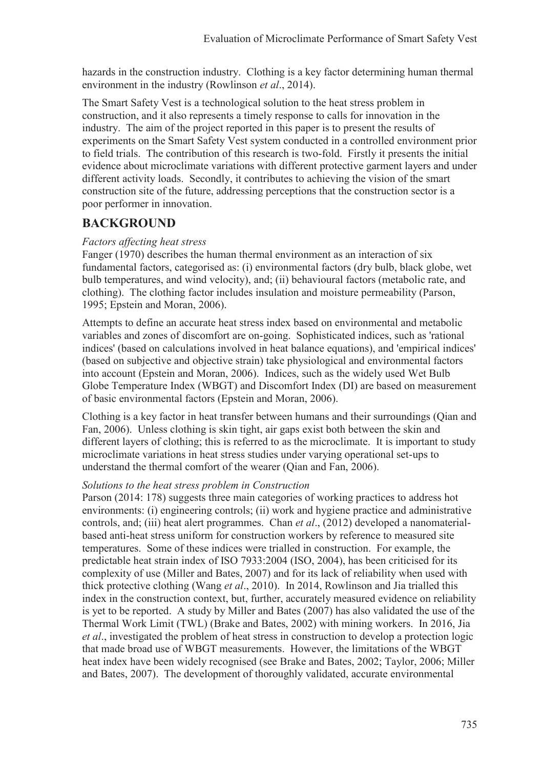hazards in the construction industry. Clothing is a key factor determining human thermal environment in the industry (Rowlinson *et al*., 2014).

The Smart Safety Vest is a technological solution to the heat stress problem in construction, and it also represents a timely response to calls for innovation in the industry. The aim of the project reported in this paper is to present the results of experiments on the Smart Safety Vest system conducted in a controlled environment prior to field trials. The contribution of this research is two-fold. Firstly it presents the initial evidence about microclimate variations with different protective garment layers and under different activity loads. Secondly, it contributes to achieving the vision of the smart construction site of the future, addressing perceptions that the construction sector is a poor performer in innovation.

## BACKGROUND

*Factors affecting heat stress*

Fanger (1970) describes the human thermal environment as an interaction of six fundamental factors, categorised as: (i) environmental factors (dry bulb, black globe, wet bulb temperatures, and wind velocity), and; (ii) behavioural factors (metabolic rate, and clothing). The clothing factor includes insulation and moisture permeability (Parson, 1995; Epstein and Moran, 2006).

Attempts to define an accurate heat stress index based on environmental and metabolic variables and zones of discomfort are on-going. Sophisticated indices, such as 'rational indices' (based on calculations involved in heat balance equations), and 'empirical indices' (based on subjective and objective strain) take physiological and environmental factors into account (Epstein and Moran, 2006). Indices, such as the widely used Wet Bulb Globe Temperature Index (WBGT) and Discomfort Index (DI) are based on measurement of basic environmental factors (Epstein and Moran, 2006).

Clothing is a key factor in heat transfer between humans and their surroundings (Qian and Fan, 2006). Unless clothing is skin tight, air gaps exist both between the skin and different layers of clothing; this is referred to as the microclimate. It is important to study microclimate variations in heat stress studies under varying operational set-ups to understand the thermal comfort of the wearer (Qian and Fan, 2006).

*Solutions to the heat stress problem in Construction*

Parson (2014: 178) suggests three main categories of working practices to address hot environments: (i) engineering controls; (ii) work and hygiene practice and administrative controls, and; (iii) heat alert programmes. Chan *et al*., (2012) developed a nanomaterial-based anti-heat stress uniform for construction workers by reference to measured site temperatures. Some of these indices were trialled in construction. For example, the predictable heat strain index of ISO 7933:2004 (ISO, 2004), has been criticised for its complexity of use (Miller and Bates, 2007) and for its lack of reliability when used with thick protective clothing (Wang *et al*., 2010). In 2014, Rowlinson and Jia trialled this index in the construction context, but, further, accurately measured evidence on reliability is yet to be reported. A study by Miller and Bates (2007) has also validated the use of the Thermal Work Limit (TWL) (Brake and Bates, 2002) with mining workers. In 2016, Jia *et al*., investigated the problem of heat stress in construction to develop a protection logic that made broad use of WBGT measurements. However, the limitations of the WBGT heat index have been widely recognised (see Brake and Bates, 2002; Taylor, 2006; Miller and Bates, 2007). The development of thoroughly validated, accurate environmental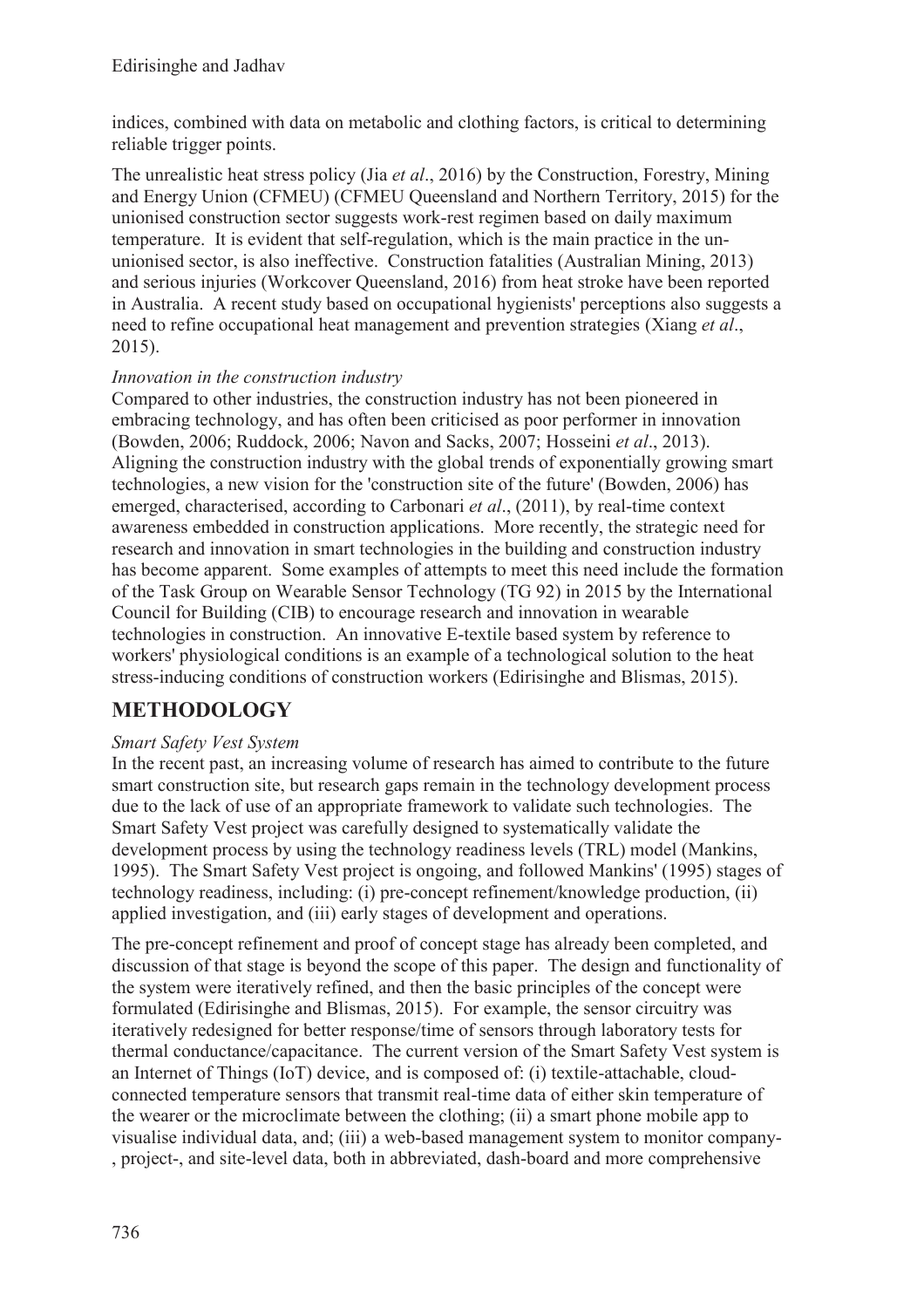indices, combined with data on metabolic and clothing factors, is critical to determining reliable trigger points.

The unrealistic heat stress policy (Jia *et al*., 2016) by the Construction, Forestry, Mining and Energy Union (CFMEU) (CFMEU Queensland and Northern Territory, 2015) for the unionised construction sector suggests work-rest regimen based on daily maximum temperature. It is evident that self-regulation, which is the main practice in the un-unionised sector, is also ineffective. Construction fatalities (Australian Mining, 2013) and serious injuries (Workcover Queensland, 2016) from heat stroke have been reported in Australia. A recent study based on occupational hygienists' perceptions also suggests a need to refine occupational heat management and prevention strategies (Xiang *et al*., 2015).

### *Innovation in the construction industry*

Compared to other industries, the construction industry has not been pioneered in embracing technology, and has often been criticised as poor performer in innovation (Bowden, 2006; Ruddock, 2006; Navon and Sacks, 2007; Hosseini *et al*., 2013). Aligning the construction industry with the global trends of exponentially growing smart technologies, a new vision for the 'construction site of the future' (Bowden, 2006) has emerged, characterised, according to Carbonari *et al*., (2011), by real-time context awareness embedded in construction applications. More recently, the strategic need for research and innovation in smart technologies in the building and construction industry has become apparent. Some examples of attempts to meet this need include the formation of the Task Group on Wearable Sensor Technology (TG 92) in 2015 by the International Council for Building (CIB) to encourage research and innovation in wearable technologies in construction. An innovative E-textile based system by reference to workers' physiological conditions is an example of a technological solution to the heat stress-inducing conditions of construction workers (Edirisinghe and Blismas, 2015).

## METHODOLOGY

### *Smart Safety Vest System*

In the recent past, an increasing volume of research has aimed to contribute to the future smart construction site, but research gaps remain in the technology development process due to the lack of use of an appropriate framework to validate such technologies. The Smart Safety Vest project was carefully designed to systematically validate the development process by using the technology readiness levels (TRL) model (Mankins, 1995). The Smart Safety Vest project is ongoing, and followed Mankins' (1995) stages of technology readiness, including: (i) pre-concept refinement/knowledge production, (ii) applied investigation, and (iii) early stages of development and operations.

The pre-concept refinement and proof of concept stage has already been completed, and discussion of that stage is beyond the scope of this paper. The design and functionality of the system were iteratively refined, and then the basic principles of the concept were formulated (Edirisinghe and Blismas, 2015). For example, the sensor circuitry was iteratively redesigned for better response/time of sensors through laboratory tests for thermal conductance/capacitance. The current version of the Smart Safety Vest system is an Internet of Things (IoT) device, and is composed of: (i) textile-attachable, cloud-connected temperature sensors that transmit real-time data of either skin temperature of the wearer or the microclimate between the clothing; (ii) a smart phone mobile app to visualise individual data, and; (iii) a web-based management system to monitor company-, project-, and site-level data, both in abbreviated, dash-board and more comprehensive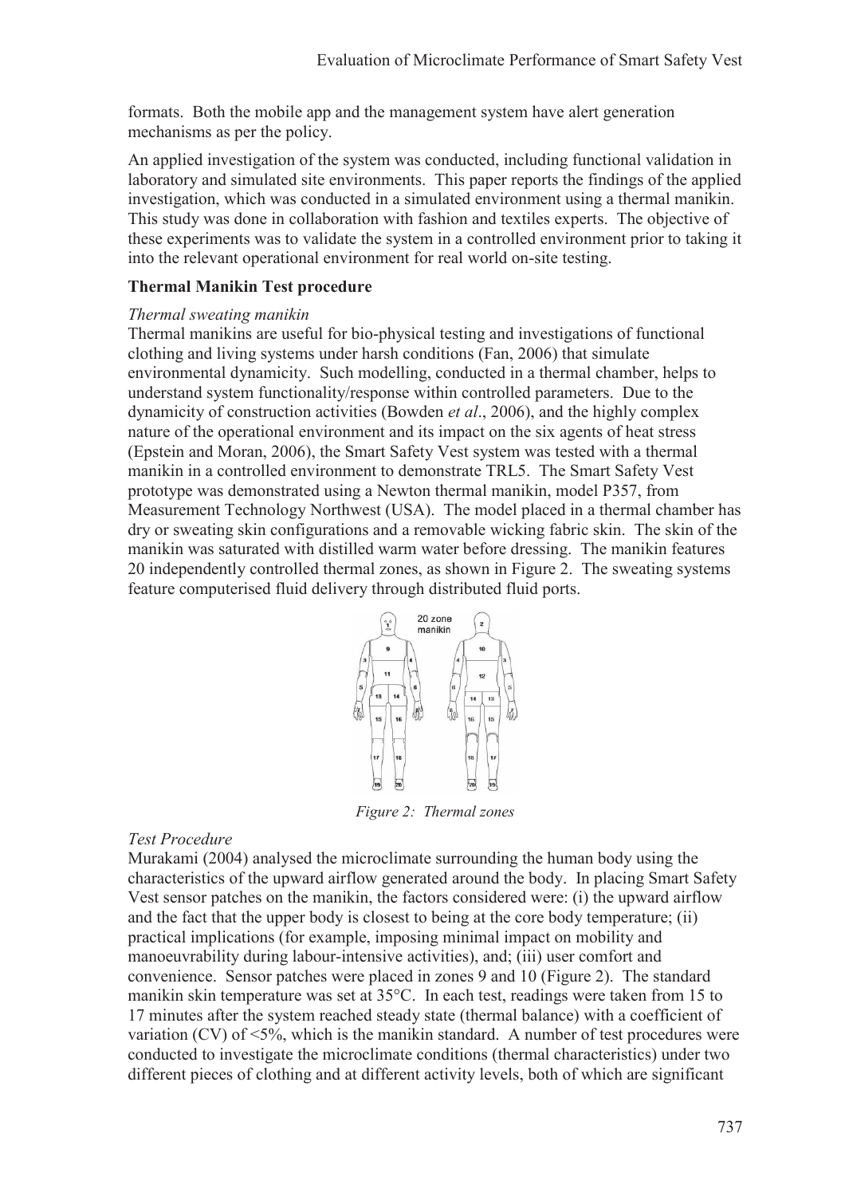formats. Both the mobile app and the management system have alert generation mechanisms as per the policy.

An applied investigation of the system was conducted, including functional validation in laboratory and simulated site environments. This paper reports the findings of the applied investigation, which was conducted in a simulated environment using a thermal manikin. This study was done in collaboration with fashion and textiles experts. The objective of these experiments was to validate the system in a controlled environment prior to taking it into the relevant operational environment for real world on-site testing.

**Thermal Manikin Test procedure**

*Thermal sweating manikin*

Thermal manikins are useful for bio-physical testing and investigations of functional clothing and living systems under harsh conditions (Fan, 2006) that simulate environmental dynamicity. Such modelling, conducted in a thermal chamber, helps to understand system functionality/response within controlled parameters. Due to the dynamicity of construction activities (Bowden *et al*., 2006), and the highly complex nature of the operational environment and its impact on the six agents of heat stress (Epstein and Moran, 2006), the Smart Safety Vest system was tested with a thermal manikin in a controlled environment to demonstrate TRL5. The Smart Safety Vest prototype was demonstrated using a Newton thermal manikin, model P357, from Measurement Technology Northwest (USA). The model placed in a thermal chamber has dry or sweating skin configurations and a removable wicking fabric skin. The skin of the manikin was saturated with distilled warm water before dressing. The manikin features 20 independently controlled thermal zones, as shown in Figure 2. The sweating systems feature computerised fluid delivery through distributed fluid ports.

*Figure 2: Thermal zones*

*Test Procedure*

Murakami (2004) analysed the microclimate surrounding the human body using the characteristics of the upward airflow generated around the body. In placing Smart Safety Vest sensor patches on the manikin, the factors considered were: (i) the upward airflow and the fact that the upper body is closest to being at the core body temperature; (ii) practical implications (for example, imposing minimal impact on mobility and manoeuvrability during labour-intensive activities), and; (iii) user comfort and convenience. Sensor patches were placed in zones 9 and 10 (Figure 2). The standard manikin skin temperature was set at 35°C. In each test, readings were taken from 15 to 17 minutes after the system reached steady state (thermal balance) with a coefficient of variation (CV) of <5%, which is the manikin standard. A number of test procedures were conducted to investigate the microclimate conditions (thermal characteristics) under two different pieces of clothing and at different activity levels, both of which are significant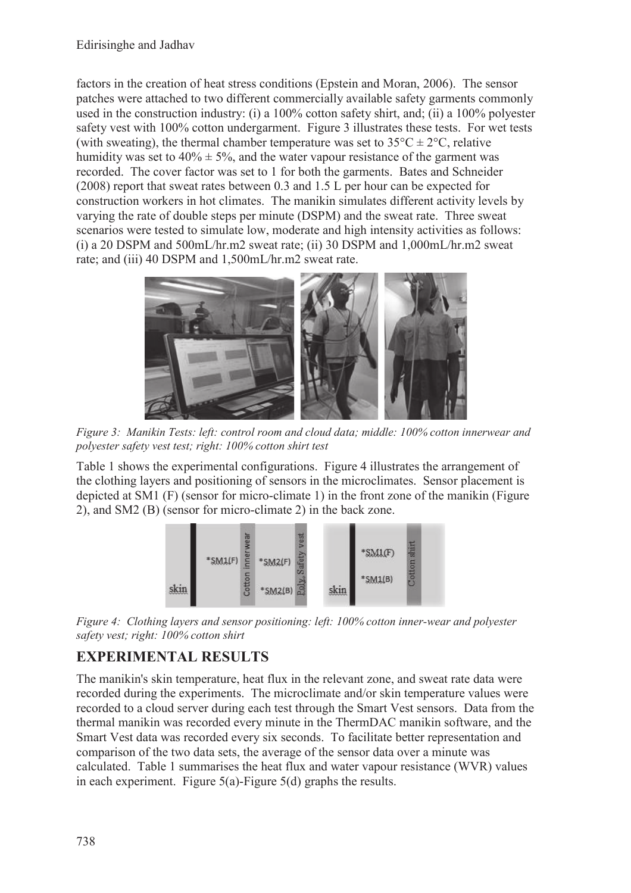factors in the creation of heat stress conditions (Epstein and Moran, 2006). The sensor patches were attached to two different commercially available safety garments commonly used in the construction industry: (i) a 100% cotton safety shirt, and; (ii) a 100% polyester safety vest with 100% cotton undergarment. Figure 3 illustrates these tests. For wet tests (with sweating), the thermal chamber temperature was set to 35°C ± 2°C, relative humidity was set to 40% ± 5%, and the water vapour resistance of the garment was recorded. The cover factor was set to 1 for both the garments. Bates and Schneider (2008) report that sweat rates between 0.3 and 1.5 L per hour can be expected for construction workers in hot climates. The manikin simulates different activity levels by varying the rate of double steps per minute (DSPM) and the sweat rate. Three sweat scenarios were tested to simulate low, moderate and high intensity activities as follows: (i) a 20 DSPM and 500mL/hr.m2 sweat rate; (ii) 30 DSPM and 1,000mL/hr.m2 sweat rate; and (iii) 40 DSPM and 1,500mL/hr.m2 sweat rate.

*Figure 3: Manikin Tests: left: control room and cloud data; middle: 100% cotton innerwear and polyester safety vest test; right: 100% cotton shirt test*

Table 1 shows the experimental configurations. Figure 4 illustrates the arrangement of the clothing layers and positioning of sensors in the microclimates. Sensor placement is depicted at SM1 (F) (sensor for micro-climate 1) in the front zone of the manikin (Figure 2), and SM2 (B) (sensor for micro-climate 2) in the back zone.

*Figure 4: Clothing layers and sensor positioning: left: 100% cotton inner-wear and polyester safety vest; right: 100% cotton shirt*

## EXPERIMENTAL RESULTS

The manikin's skin temperature, heat flux in the relevant zone, and sweat rate data were recorded during the experiments. The microclimate and/or skin temperature values were recorded to a cloud server during each test through the Smart Vest sensors. Data from the thermal manikin was recorded every minute in the ThermDAC manikin software, and the Smart Vest data was recorded every six seconds. To facilitate better representation and comparison of the two data sets, the average of the sensor data over a minute was calculated. Table 1 summarises the heat flux and water vapour resistance (WVR) values in each experiment. Figure 5(a)-Figure 5(d) graphs the results.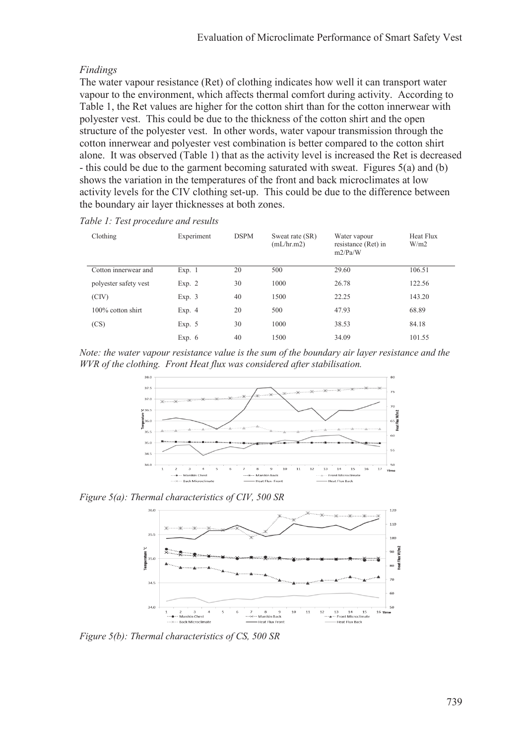*Findings*

The water vapour resistance (Ret) of clothing indicates how well it can transport water vapour to the environment, which affects thermal comfort during activity. According to Table 1, the Ret values are higher for the cotton shirt than for the cotton innerwear with polyester vest. This could be due to the thickness of the cotton shirt and the open structure of the polyester vest. In other words, water vapour transmission through the cotton innerwear and polyester vest combination is better compared to the cotton shirt alone. It was observed (Table 1) that as the activity level is increased the Ret is decreased - this could be due to the garment becoming saturated with sweat. Figures 5(a) and (b) shows the variation in the temperatures of the front and back microclimates at low activity levels for the CIV clothing set-up. This could be due to the difference between the boundary air layer thicknesses at both zones.

*Table 1: Test procedure and results*

| Clothing | Experiment | DSPM | Sweat rate (SR) (mL/hr.m2) | Water vapour resistance (Ret) in m2/Pa/W | Heat Flux W/m2 |
|---|---|---|---|---|---|
| Cotton innerwear and | Exp. 1 | 20 | 500 | 29.60 | 106.51 |
| polyester safety vest | Exp. 2 | 30 | 1000 | 26.78 | 122.56 |
| (CIV) | Exp. 3 | 40 | 1500 | 22.25 | 143.20 |
| 100% cotton shirt | Exp. 4 | 20 | 500 | 47.93 | 68.89 |
| (CS) | Exp. 5 | 30 | 1000 | 38.53 | 84.18 |
| | Exp. 6 | 40 | 1500 | 34.09 | 101.55 |

*Note: the water vapour resistance value is the sum of the boundary air layer resistance and the WVR of the clothing. Front Heat flux was considered after stabilisation.*

*Figure 5(a): Thermal characteristics of CIV, 500 SR*

*Figure 5(b): Thermal characteristics of CS, 500 SR*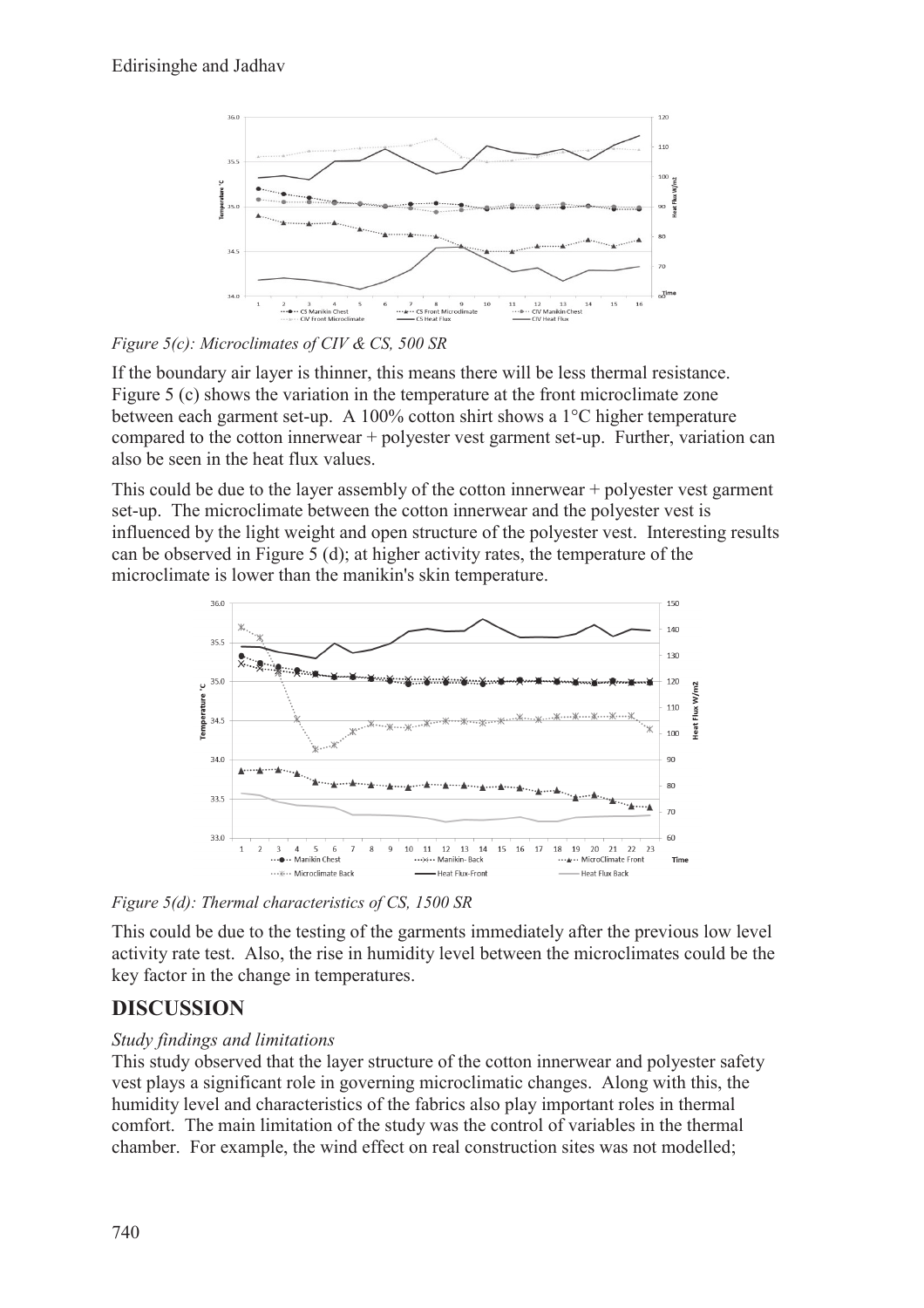*Figure 5(c): Microclimates of CIV & CS, 500 SR*

If the boundary air layer is thinner, this means there will be less thermal resistance. Figure 5 (c) shows the variation in the temperature at the front microclimate zone between each garment set-up. A 100% cotton shirt shows a 1°C higher temperature compared to the cotton innerwear + polyester vest garment set-up. Further, variation can also be seen in the heat flux values.

This could be due to the layer assembly of the cotton innerwear + polyester vest garment set-up. The microclimate between the cotton innerwear and the polyester vest is influenced by the light weight and open structure of the polyester vest. Interesting results can be observed in Figure 5 (d); at higher activity rates, the temperature of the microclimate is lower than the manikin's skin temperature.

*Figure 5(d): Thermal characteristics of CS, 1500 SR*

This could be due to the testing of the garments immediately after the previous low level activity rate test. Also, the rise in humidity level between the microclimates could be the key factor in the change in temperatures.

## DISCUSSION

*Study findings and limitations*

This study observed that the layer structure of the cotton innerwear and polyester safety vest plays a significant role in governing microclimatic changes. Along with this, the humidity level and characteristics of the fabrics also play important roles in thermal comfort. The main limitation of the study was the control of variables in the thermal chamber. For example, the wind effect on real construction sites was not modelled;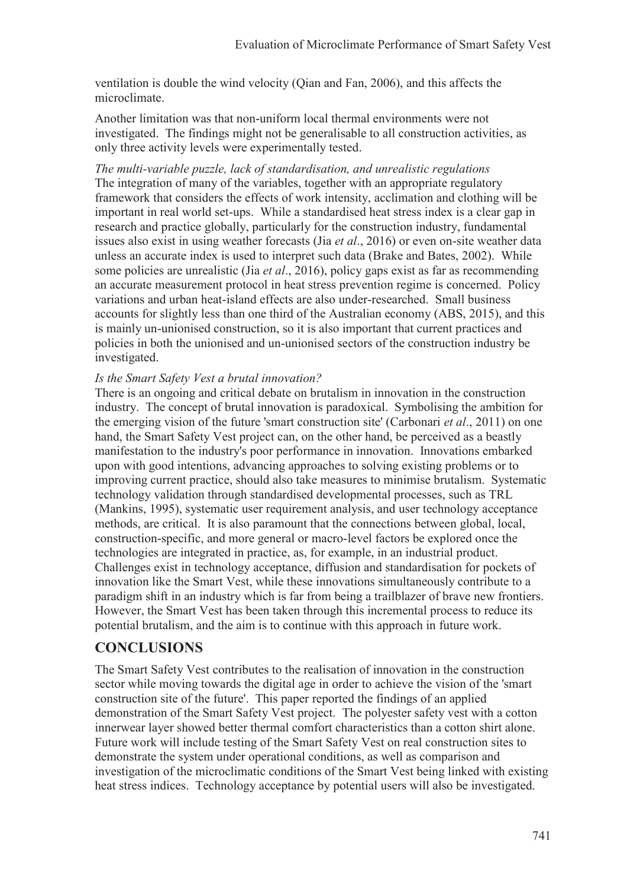ventilation is double the wind velocity (Qian and Fan, 2006), and this affects the microclimate.

Another limitation was that non-uniform local thermal environments were not investigated. The findings might not be generalisable to all construction activities, as only three activity levels were experimentally tested.

*The multi-variable puzzle, lack of standardisation, and unrealistic regulations*

The integration of many of the variables, together with an appropriate regulatory framework that considers the effects of work intensity, acclimation and clothing will be important in real world set-ups. While a standardised heat stress index is a clear gap in research and practice globally, particularly for the construction industry, fundamental issues also exist in using weather forecasts (Jia *et al*., 2016) or even on-site weather data unless an accurate index is used to interpret such data (Brake and Bates, 2002). While some policies are unrealistic (Jia *et al*., 2016), policy gaps exist as far as recommending an accurate measurement protocol in heat stress prevention regime is concerned. Policy variations and urban heat-island effects are also under-researched. Small business accounts for slightly less than one third of the Australian economy (ABS, 2015), and this is mainly un-unionised construction, so it is also important that current practices and policies in both the unionised and un-unionised sectors of the construction industry be investigated.

*Is the Smart Safety Vest a brutal innovation?*

There is an ongoing and critical debate on brutalism in innovation in the construction industry. The concept of brutal innovation is paradoxical. Symbolising the ambition for the emerging vision of the future 'smart construction site' (Carbonari *et al*., 2011) on one hand, the Smart Safety Vest project can, on the other hand, be perceived as a beastly manifestation to the industry's poor performance in innovation. Innovations embarked upon with good intentions, advancing approaches to solving existing problems or to improving current practice, should also take measures to minimise brutalism. Systematic technology validation through standardised developmental processes, such as TRL (Mankins, 1995), systematic user requirement analysis, and user technology acceptance methods, are critical. It is also paramount that the connections between global, local, construction-specific, and more general or macro-level factors be explored once the technologies are integrated in practice, as, for example, in an industrial product. Challenges exist in technology acceptance, diffusion and standardisation for pockets of innovation like the Smart Vest, while these innovations simultaneously contribute to a paradigm shift in an industry which is far from being a trailblazer of brave new frontiers. However, the Smart Vest has been taken through this incremental process to reduce its potential brutalism, and the aim is to continue with this approach in future work.

## CONCLUSIONS

The Smart Safety Vest contributes to the realisation of innovation in the construction sector while moving towards the digital age in order to achieve the vision of the 'smart construction site of the future'. This paper reported the findings of an applied demonstration of the Smart Safety Vest project. The polyester safety vest with a cotton innerwear layer showed better thermal comfort characteristics than a cotton shirt alone. Future work will include testing of the Smart Safety Vest on real construction sites to demonstrate the system under operational conditions, as well as comparison and investigation of the microclimatic conditions of the Smart Vest being linked with existing heat stress indices. Technology acceptance by potential users will also be investigated.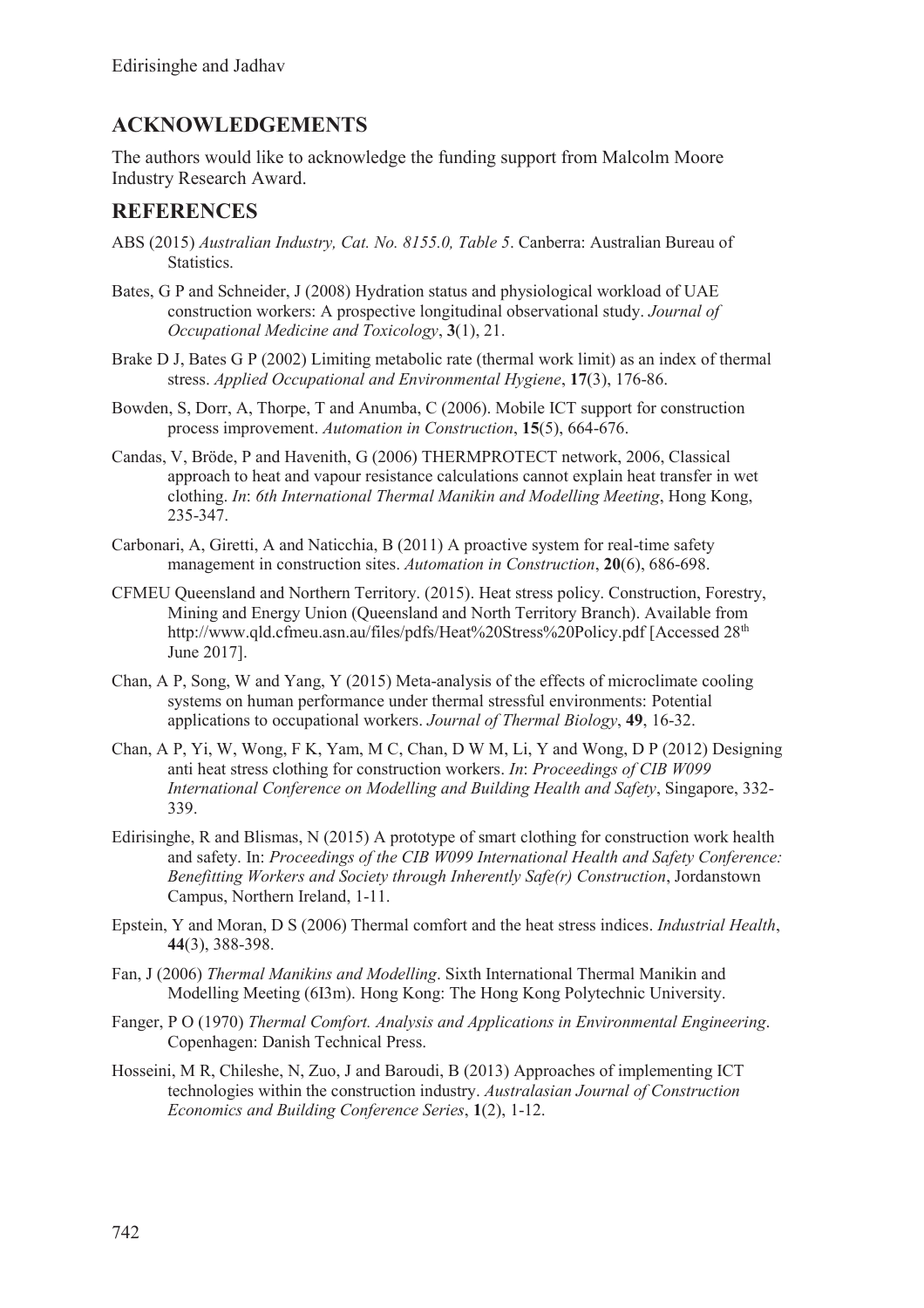## ACKNOWLEDGEMENTS

The authors would like to acknowledge the funding support from Malcolm Moore Industry Research Award.

## REFERENCES

ABS (2015) *Australian Industry, Cat. No. 8155.0, Table 5*. Canberra: Australian Bureau of Statistics.

Bates, G P and Schneider, J (2008) Hydration status and physiological workload of UAE construction workers: A prospective longitudinal observational study. *Journal of Occupational Medicine and Toxicology*, **3**(1), 21.

Brake D J, Bates G P (2002) Limiting metabolic rate (thermal work limit) as an index of thermal stress. *Applied Occupational and Environmental Hygiene*, **17**(3), 176-86.

Bowden, S, Dorr, A, Thorpe, T and Anumba, C (2006). Mobile ICT support for construction process improvement. *Automation in Construction*, **15**(5), 664-676.

Candas, V, Bröde, P and Havenith, G (2006) THERMPROTECT network, 2006, Classical approach to heat and vapour resistance calculations cannot explain heat transfer in wet clothing. *In*: *6th International Thermal Manikin and Modelling Meeting*, Hong Kong, 235-347.

Carbonari, A, Giretti, A and Naticchia, B (2011) A proactive system for real-time safety management in construction sites. *Automation in Construction*, **20**(6), 686-698.

CFMEU Queensland and Northern Territory. (2015). Heat stress policy. Construction, Forestry, Mining and Energy Union (Queensland and North Territory Branch). Available from http://www.qld.cfmeu.asn.au/files/pdfs/Heat%20Stress%20Policy.pdf [Accessed 28th June 2017].

Chan, A P, Song, W and Yang, Y (2015) Meta-analysis of the effects of microclimate cooling systems on human performance under thermal stressful environments: Potential applications to occupational workers. *Journal of Thermal Biology*, **49**, 16-32.

Chan, A P, Yi, W, Wong, F K, Yam, M C, Chan, D W M, Li, Y and Wong, D P (2012) Designing anti heat stress clothing for construction workers. *In*: *Proceedings of CIB W099 International Conference on Modelling and Building Health and Safety*, Singapore, 332-339.

Edirisinghe, R and Blismas, N (2015) A prototype of smart clothing for construction work health and safety. In: *Proceedings of the CIB W099 International Health and Safety Conference: Benefitting Workers and Society through Inherently Safe(r) Construction*, Jordanstown Campus, Northern Ireland, 1-11.

Epstein, Y and Moran, D S (2006) Thermal comfort and the heat stress indices. *Industrial Health*, **44**(3), 388-398.

Fan, J (2006) *Thermal Manikins and Modelling*. Sixth International Thermal Manikin and Modelling Meeting (6I3m). Hong Kong: The Hong Kong Polytechnic University.

Fanger, P O (1970) *Thermal Comfort. Analysis and Applications in Environmental Engineering*. Copenhagen: Danish Technical Press.

Hosseini, M R, Chileshe, N, Zuo, J and Baroudi, B (2013) Approaches of implementing ICT technologies within the construction industry. *Australasian Journal of Construction Economics and Building Conference Series*, **1**(2), 1-12.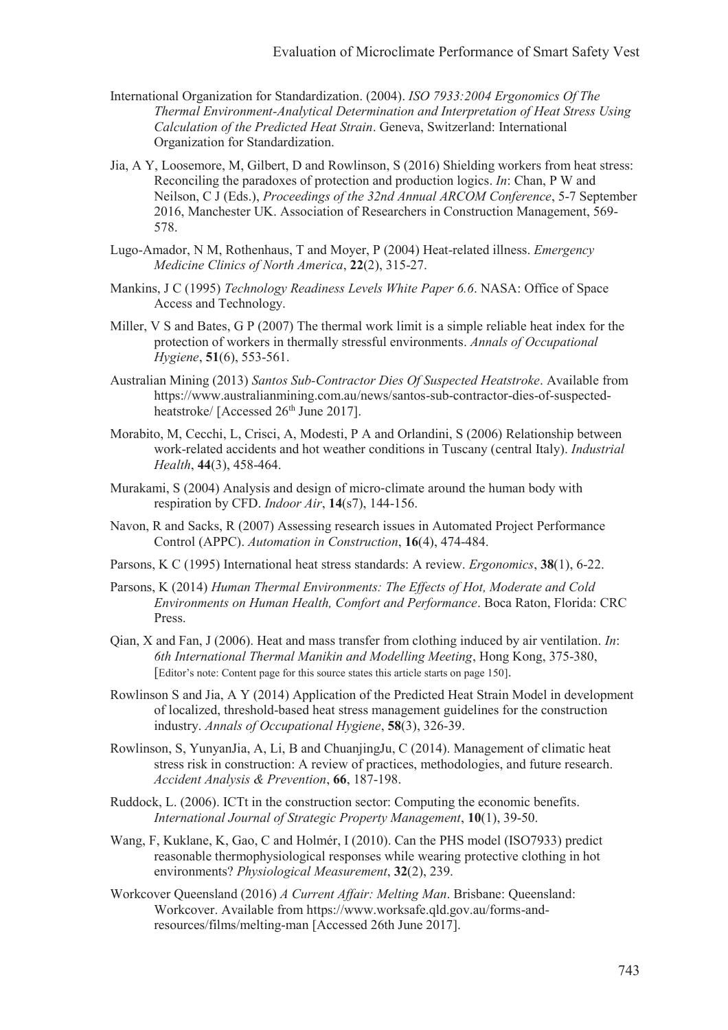International Organization for Standardization. (2004). *ISO 7933:2004 Ergonomics Of The Thermal Environment-Analytical Determination and Interpretation of Heat Stress Using Calculation of the Predicted Heat Strain*. Geneva, Switzerland: International Organization for Standardization.

Jia, A Y, Loosemore, M, Gilbert, D and Rowlinson, S (2016) Shielding workers from heat stress: Reconciling the paradoxes of protection and production logics. *In*: Chan, P W and Neilson, C J (Eds.), *Proceedings of the 32nd Annual ARCOM Conference*, 5-7 September 2016, Manchester UK. Association of Researchers in Construction Management, 569-578.

Lugo-Amador, N M, Rothenhaus, T and Moyer, P (2004) Heat-related illness. *Emergency Medicine Clinics of North America*, **22**(2), 315-27.

Mankins, J C (1995) *Technology Readiness Levels White Paper 6.6*. NASA: Office of Space Access and Technology.

Miller, V S and Bates, G P (2007) The thermal work limit is a simple reliable heat index for the protection of workers in thermally stressful environments. *Annals of Occupational Hygiene*, **51**(6), 553-561.

Australian Mining (2013) *Santos Sub-Contractor Dies Of Suspected Heatstroke*. Available from https://www.australianmining.com.au/news/santos-sub-contractor-dies-of-suspected-heatstroke/ [Accessed 26th June 2017].

Morabito, M, Cecchi, L, Crisci, A, Modesti, P A and Orlandini, S (2006) Relationship between work-related accidents and hot weather conditions in Tuscany (central Italy). *Industrial Health*, **44**(3), 458-464.

Murakami, S (2004) Analysis and design of micro-climate around the human body with respiration by CFD. *Indoor Air*, **14**(s7), 144-156.

Navon, R and Sacks, R (2007) Assessing research issues in Automated Project Performance Control (APPC). *Automation in Construction*, **16**(4), 474-484.

Parsons, K C (1995) International heat stress standards: A review. *Ergonomics*, **38**(1), 6-22.

Parsons, K (2014) *Human Thermal Environments: The Effects of Hot, Moderate and Cold Environments on Human Health, Comfort and Performance*. Boca Raton, Florida: CRC Press.

Qian, X and Fan, J (2006). Heat and mass transfer from clothing induced by air ventilation. *In*: *6th International Thermal Manikin and Modelling Meeting*, Hong Kong, 375-380, [Editor's note: Content page for this source states this article starts on page 150].

Rowlinson S and Jia, A Y (2014) Application of the Predicted Heat Strain Model in development of localized, threshold-based heat stress management guidelines for the construction industry. *Annals of Occupational Hygiene*, **58**(3), 326-39.

Rowlinson, S, YunyanJia, A, Li, B and ChuanjingJu, C (2014). Management of climatic heat stress risk in construction: A review of practices, methodologies, and future research. *Accident Analysis & Prevention*, **66**, 187-198.

Ruddock, L. (2006). ICTt in the construction sector: Computing the economic benefits. *International Journal of Strategic Property Management*, **10**(1), 39-50.

Wang, F, Kuklane, K, Gao, C and Holmér, I (2010). Can the PHS model (ISO7933) predict reasonable thermophysiological responses while wearing protective clothing in hot environments? *Physiological Measurement*, **32**(2), 239.

Workcover Queensland (2016) *A Current Affair: Melting Man*. Brisbane: Queensland: Workcover. Available from https://www.worksafe.qld.gov.au/forms-and-resources/films/melting-man [Accessed 26th June 2017].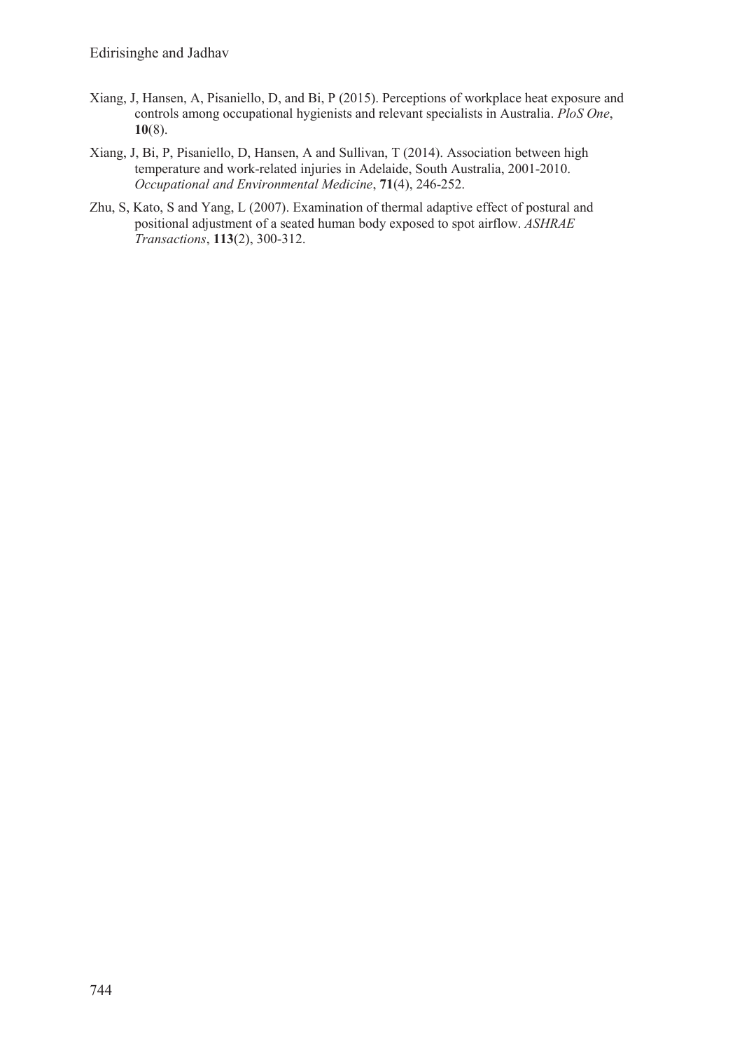Xiang, J, Hansen, A, Pisaniello, D, and Bi, P (2015). Perceptions of workplace heat exposure and controls among occupational hygienists and relevant specialists in Australia. *PloS One*, **10**(8).

Xiang, J, Bi, P, Pisaniello, D, Hansen, A and Sullivan, T (2014). Association between high temperature and work-related injuries in Adelaide, South Australia, 2001-2010. *Occupational and Environmental Medicine*, **71**(4), 246-252.

Zhu, S, Kato, S and Yang, L (2007). Examination of thermal adaptive effect of postural and positional adjustment of a seated human body exposed to spot airflow. *ASHRAE Transactions*, **113**(2), 300-312.